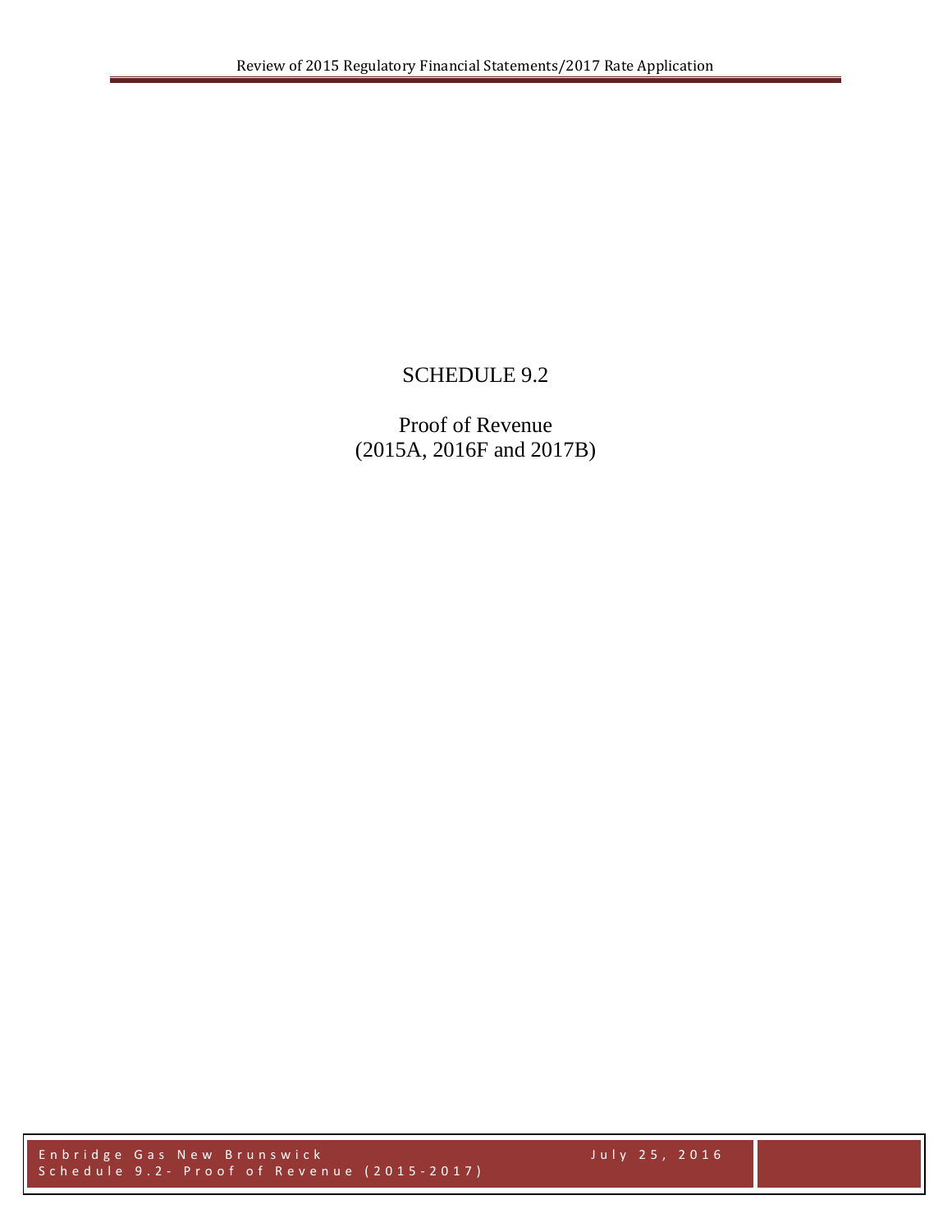# SCHEDULE 9.2

## Proof of Revenue
## (2015A, 2016F and 2017B)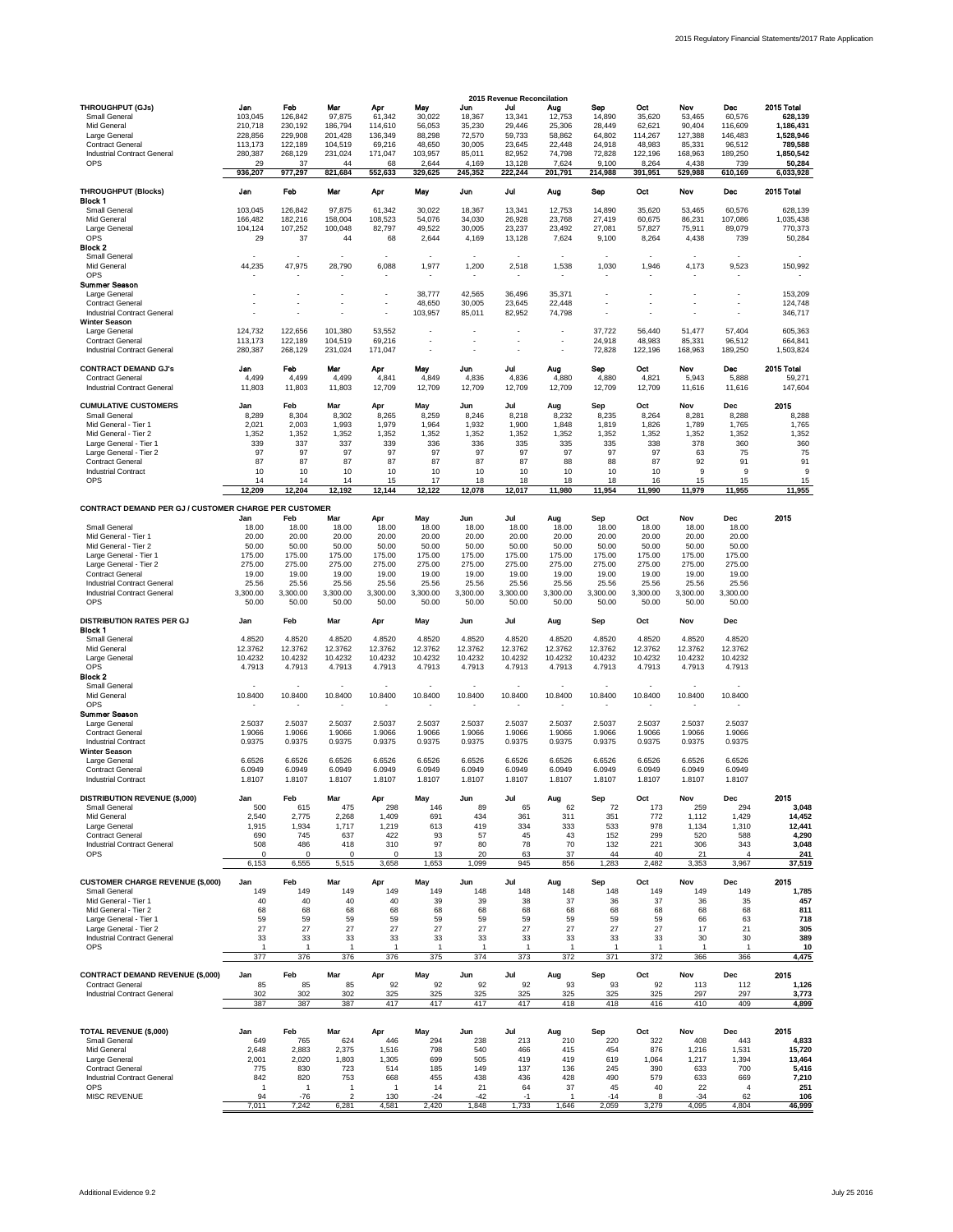## 2015 Revenue Reconciliation

| THROUGHPUT (GJs) | Jan | Feb | Mar | Apr | May | Jun | Jul | Aug | Sep | Oct | Nov | Dec | 2015 Total |
|---|---|---|---|---|---|---|---|---|---|---|---|---|---|
| Small General | 103,045 | 126,842 | 97,875 | 61,342 | 30,022 | 18,367 | 13,341 | 12,753 | 14,890 | 35,620 | 53,465 | 60,576 | 628,139 |
| Mid General | 210,718 | 230,192 | 186,794 | 114,610 | 56,053 | 35,230 | 29,446 | 25,306 | 28,449 | 62,621 | 90,404 | 116,609 | 1,186,431 |
| Large General | 228,856 | 229,908 | 201,428 | 136,349 | 88,298 | 72,570 | 59,733 | 58,862 | 64,802 | 114,267 | 127,388 | 146,483 | 1,528,946 |
| Contract General | 113,173 | 122,189 | 104,519 | 69,216 | 48,650 | 30,005 | 23,645 | 22,448 | 24,918 | 48,983 | 85,331 | 96,512 | 789,588 |
| Industrial Contract General | 280,387 | 268,129 | 231,024 | 171,047 | 103,957 | 85,011 | 82,952 | 74,798 | 72,828 | 122,196 | 168,963 | 189,250 | 1,850,542 |
| OPS | 29 | 37 | 44 | 68 | 2,644 | 4,169 | 13,128 | 7,624 | 9,100 | 8,264 | 4,438 | 739 | 50,284 |
| | 936,207 | 977,297 | 821,684 | 552,633 | 329,625 | 245,352 | 222,244 | 201,791 | 214,988 | 391,951 | 529,988 | 610,169 | 6,033,928 |

| THROUGHPUT (Blocks) | Jan | Feb | Mar | Apr | May | Jun | Jul | Aug | Sep | Oct | Nov | Dec | 2015 Total |
|---|---|---|---|---|---|---|---|---|---|---|---|---|---|
| **Block 1** | | | | | | | | | | | | | |
| Small General | 103,045 | 126,842 | 97,875 | 61,342 | 30,022 | 18,367 | 13,341 | 12,753 | 14,890 | 35,620 | 53,465 | 60,576 | 628,139 |
| Mid General | 166,482 | 182,216 | 158,004 | 108,523 | 54,076 | 34,030 | 26,928 | 23,768 | 27,419 | 60,675 | 86,231 | 107,086 | 1,035,438 |
| Large General | 104,124 | 107,252 | 100,048 | 82,797 | 49,522 | 30,005 | 23,237 | 23,492 | 27,081 | 57,827 | 75,911 | 89,079 | 770,373 |
| OPS | 29 | 37 | 44 | 68 | 2,644 | 4,169 | 13,128 | 7,624 | 9,100 | 8,264 | 4,438 | 739 | 50,284 |
| **Block 2** | | | | | | | | | | | | | |
| Small General | - | - | - | - | - | - | - | - | - | - | - | - | - |
| Mid General | 44,235 | 47,975 | 28,790 | 6,088 | 1,977 | 1,200 | 2,518 | 1,538 | 1,030 | 1,946 | 4,173 | 9,523 | 150,992 |
| OPS | - | - | - | - | - | - | - | - | - | - | - | - | - |
| **Summer Season** | | | | | | | | | | | | | |
| Large General | - | - | - | - | 38,777 | 42,565 | 36,496 | 35,371 | - | - | - | - | 153,209 |
| Contract General | - | - | - | - | 48,650 | 30,005 | 23,645 | 22,448 | - | - | - | - | 124,748 |
| Industrial Contract General | - | - | - | - | 103,957 | 85,011 | 82,952 | 74,798 | - | - | - | - | 346,717 |
| **Winter Season** | | | | | | | | | | | | | |
| Large General | 124,732 | 122,656 | 101,380 | 53,552 | - | - | - | - | 37,722 | 56,440 | 51,477 | 57,404 | 605,363 |
| Contract General | 113,173 | 122,189 | 104,519 | 69,216 | - | - | - | - | 24,918 | 48,983 | 85,331 | 96,512 | 664,841 |
| Industrial Contract General | 280,387 | 268,129 | 231,024 | 171,047 | - | - | - | - | 72,828 | 122,196 | 168,963 | 189,250 | 1,503,824 |

| CONTRACT DEMAND GJ's | Jan | Feb | Mar | Apr | May | Jun | Jul | Aug | Sep | Oct | Nov | Dec | 2015 Total |
|---|---|---|---|---|---|---|---|---|---|---|---|---|---|
| Contract General | 4,499 | 4,499 | 4,499 | 4,841 | 4,849 | 4,836 | 4,836 | 4,880 | 4,880 | 4,821 | 5,943 | 5,888 | 59,271 |
| Industrial Contract General | 11,803 | 11,803 | 11,803 | 12,709 | 12,709 | 12,709 | 12,709 | 12,709 | 12,709 | 12,709 | 11,616 | 11,616 | 147,604 |

| CUMULATIVE CUSTOMERS | Jan | Feb | Mar | Apr | May | Jun | Jul | Aug | Sep | Oct | Nov | Dec | 2015 |
|---|---|---|---|---|---|---|---|---|---|---|---|---|---|
| Small General | 8,289 | 8,304 | 8,302 | 8,265 | 8,259 | 8,246 | 8,218 | 8,232 | 8,235 | 8,264 | 8,281 | 8,288 | 8,288 |
| Mid General - Tier 1 | 2,021 | 2,003 | 1,993 | 1,979 | 1,964 | 1,932 | 1,900 | 1,848 | 1,819 | 1,826 | 1,789 | 1,765 | 1,765 |
| Mid General - Tier 2 | 1,352 | 1,352 | 1,352 | 1,352 | 1,352 | 1,352 | 1,352 | 1,352 | 1,352 | 1,352 | 1,352 | 1,352 | 1,352 |
| Large General - Tier 1 | 339 | 337 | 337 | 339 | 336 | 336 | 335 | 335 | 335 | 338 | 378 | 360 | 360 |
| Large General - Tier 2 | 97 | 97 | 97 | 97 | 97 | 97 | 97 | 97 | 97 | 97 | 63 | 75 | 75 |
| Contract General | 87 | 87 | 87 | 87 | 87 | 87 | 87 | 88 | 88 | 87 | 92 | 91 | 91 |
| Industrial Contract | 10 | 10 | 10 | 10 | 10 | 10 | 10 | 10 | 10 | 10 | 9 | 9 | 9 |
| OPS | 14 | 14 | 14 | 15 | 17 | 18 | 18 | 18 | 18 | 16 | 15 | 15 | 15 |
| | 12,209 | 12,204 | 12,192 | 12,144 | 12,122 | 12,078 | 12,017 | 11,980 | 11,954 | 11,990 | 11,979 | 11,955 | 11,955 |

| CONTRACT DEMAND PER GJ / CUSTOMER CHARGE PER CUSTOMER | Jan | Feb | Mar | Apr | May | Jun | Jul | Aug | Sep | Oct | Nov | Dec | 2015 |
|---|---|---|---|---|---|---|---|---|---|---|---|---|---|
| Small General | 18.00 | 18.00 | 18.00 | 18.00 | 18.00 | 18.00 | 18.00 | 18.00 | 18.00 | 18.00 | 18.00 | 18.00 | |
| Mid General - Tier 1 | 20.00 | 20.00 | 20.00 | 20.00 | 20.00 | 20.00 | 20.00 | 20.00 | 20.00 | 20.00 | 20.00 | 20.00 | |
| Mid General - Tier 2 | 50.00 | 50.00 | 50.00 | 50.00 | 50.00 | 50.00 | 50.00 | 50.00 | 50.00 | 50.00 | 50.00 | 50.00 | |
| Large General - Tier 1 | 175.00 | 175.00 | 175.00 | 175.00 | 175.00 | 175.00 | 175.00 | 175.00 | 175.00 | 175.00 | 175.00 | 175.00 | |
| Large General - Tier 2 | 275.00 | 275.00 | 275.00 | 275.00 | 275.00 | 275.00 | 275.00 | 275.00 | 275.00 | 275.00 | 275.00 | 275.00 | |
| Contract General | 19.00 | 19.00 | 19.00 | 19.00 | 19.00 | 19.00 | 19.00 | 19.00 | 19.00 | 19.00 | 19.00 | 19.00 | |
| Industrial Contract General | 25.56 | 25.56 | 25.56 | 25.56 | 25.56 | 25.56 | 25.56 | 25.56 | 25.56 | 25.56 | 25.56 | 25.56 | |
| Industrial Contract General | 3,300.00 | 3,300.00 | 3,300.00 | 3,300.00 | 3,300.00 | 3,300.00 | 3,300.00 | 3,300.00 | 3,300.00 | 3,300.00 | 3,300.00 | 3,300.00 | |
| OPS | 50.00 | 50.00 | 50.00 | 50.00 | 50.00 | 50.00 | 50.00 | 50.00 | 50.00 | 50.00 | 50.00 | 50.00 | |

| DISTRIBUTION RATES PER GJ | Jan | Feb | Mar | Apr | May | Jun | Jul | Aug | Sep | Oct | Nov | Dec |
|---|---|---|---|---|---|---|---|---|---|---|---|---|
| **Block 1** | | | | | | | | | | | | |
| Small General | 4.8520 | 4.8520 | 4.8520 | 4.8520 | 4.8520 | 4.8520 | 4.8520 | 4.8520 | 4.8520 | 4.8520 | 4.8520 | 4.8520 |
| Mid General | 12.3762 | 12.3762 | 12.3762 | 12.3762 | 12.3762 | 12.3762 | 12.3762 | 12.3762 | 12.3762 | 12.3762 | 12.3762 | 12.3762 |
| Large General | 10.4232 | 10.4232 | 10.4232 | 10.4232 | 10.4232 | 10.4232 | 10.4232 | 10.4232 | 10.4232 | 10.4232 | 10.4232 | 10.4232 |
| OPS | 4.7913 | 4.7913 | 4.7913 | 4.7913 | 4.7913 | 4.7913 | 4.7913 | 4.7913 | 4.7913 | 4.7913 | 4.7913 | 4.7913 |
| **Block 2** | | | | | | | | | | | | |
| Small General | - | - | - | - | - | - | - | - | - | - | - | - |
| Mid General | 10.8400 | 10.8400 | 10.8400 | 10.8400 | 10.8400 | 10.8400 | 10.8400 | 10.8400 | 10.8400 | 10.8400 | 10.8400 | 10.8400 |
| OPS | - | - | - | - | - | - | - | - | - | - | - | - |
| **Summer Season** | | | | | | | | | | | | |
| Large General | 2.5037 | 2.5037 | 2.5037 | 2.5037 | 2.5037 | 2.5037 | 2.5037 | 2.5037 | 2.5037 | 2.5037 | 2.5037 | 2.5037 |
| Contract General | 1.9066 | 1.9066 | 1.9066 | 1.9066 | 1.9066 | 1.9066 | 1.9066 | 1.9066 | 1.9066 | 1.9066 | 1.9066 | 1.9066 |
| Industrial Contract | 0.9375 | 0.9375 | 0.9375 | 0.9375 | 0.9375 | 0.9375 | 0.9375 | 0.9375 | 0.9375 | 0.9375 | 0.9375 | 0.9375 |
| **Winter Season** | | | | | | | | | | | | |
| Large General | 6.6526 | 6.6526 | 6.6526 | 6.6526 | 6.6526 | 6.6526 | 6.6526 | 6.6526 | 6.6526 | 6.6526 | 6.6526 | 6.6526 |
| Contract General | 6.0949 | 6.0949 | 6.0949 | 6.0949 | 6.0949 | 6.0949 | 6.0949 | 6.0949 | 6.0949 | 6.0949 | 6.0949 | 6.0949 |
| Industrial Contract | 1.8107 | 1.8107 | 1.8107 | 1.8107 | 1.8107 | 1.8107 | 1.8107 | 1.8107 | 1.8107 | 1.8107 | 1.8107 | 1.8107 |

| DISTRIBUTION REVENUE ($,000) | Jan | Feb | Mar | Apr | May | Jun | Jul | Aug | Sep | Oct | Nov | Dec | 2015 |
|---|---|---|---|---|---|---|---|---|---|---|---|---|---|
| Small General | 500 | 615 | 475 | 298 | 146 | 89 | 65 | 62 | 72 | 173 | 259 | 294 | 3,048 |
| Mid General | 2,540 | 2,775 | 2,268 | 1,409 | 691 | 434 | 361 | 311 | 351 | 772 | 1,112 | 1,429 | 14,452 |
| Large General | 1,915 | 1,934 | 1,717 | 1,219 | 613 | 419 | 334 | 333 | 533 | 978 | 1,134 | 1,310 | 12,441 |
| Contract General | 690 | 745 | 637 | 422 | 93 | 57 | 45 | 43 | 152 | 299 | 520 | 588 | 4,290 |
| Industrial Contract General | 508 | 486 | 418 | 310 | 97 | 80 | 78 | 70 | 132 | 221 | 306 | 343 | 3,048 |
| OPS | 0 | 0 | 0 | 0 | 13 | 20 | 63 | 37 | 44 | 40 | 21 | 4 | 241 |
| | 6,153 | 6,555 | 5,515 | 3,658 | 1,653 | 1,099 | 945 | 856 | 1,283 | 2,482 | 3,353 | 3,967 | 37,519 |

| CUSTOMER CHARGE REVENUE ($,000) | Jan | Feb | Mar | Apr | May | Jun | Jul | Aug | Sep | Oct | Nov | Dec | 2015 |
|---|---|---|---|---|---|---|---|---|---|---|---|---|---|
| Small General | 149 | 149 | 149 | 149 | 149 | 148 | 148 | 148 | 148 | 149 | 149 | 149 | 1,785 |
| Mid General - Tier 1 | 40 | 40 | 40 | 40 | 39 | 39 | 38 | 37 | 36 | 37 | 36 | 35 | 457 |
| Mid General - Tier 2 | 68 | 68 | 68 | 68 | 68 | 68 | 68 | 68 | 68 | 68 | 68 | 68 | 811 |
| Large General - Tier 1 | 59 | 59 | 59 | 59 | 59 | 59 | 59 | 59 | 59 | 59 | 66 | 63 | 718 |
| Large General - Tier 2 | 27 | 27 | 27 | 27 | 27 | 27 | 27 | 27 | 27 | 27 | 17 | 21 | 305 |
| Industrial Contract General | 33 | 33 | 33 | 33 | 33 | 33 | 33 | 33 | 33 | 33 | 30 | 30 | 389 |
| OPS | 1 | 1 | 1 | 1 | 1 | 1 | 1 | 1 | 1 | 1 | 1 | 1 | 10 |
| | 377 | 376 | 376 | 376 | 375 | 374 | 373 | 372 | 371 | 372 | 366 | 366 | 4,475 |

| CONTRACT DEMAND REVENUE ($,000) | Jan | Feb | Mar | Apr | May | Jun | Jul | Aug | Sep | Oct | Nov | Dec | 2015 |
|---|---|---|---|---|---|---|---|---|---|---|---|---|---|
| Contract General | 85 | 85 | 85 | 92 | 92 | 92 | 92 | 93 | 93 | 92 | 113 | 112 | 1,126 |
| Industrial Contract General | 302 | 302 | 302 | 325 | 325 | 325 | 325 | 325 | 325 | 325 | 297 | 297 | 3,773 |
| | 387 | 387 | 387 | 417 | 417 | 417 | 417 | 418 | 418 | 416 | 410 | 409 | 4,899 |

| TOTAL REVENUE ($,000) | Jan | Feb | Mar | Apr | May | Jun | Jul | Aug | Sep | Oct | Nov | Dec | 2015 |
|---|---|---|---|---|---|---|---|---|---|---|---|---|---|
| Small General | 649 | 765 | 624 | 446 | 294 | 238 | 213 | 210 | 220 | 322 | 408 | 443 | 4,833 |
| Mid General | 2,648 | 2,883 | 2,375 | 1,516 | 798 | 540 | 466 | 415 | 454 | 876 | 1,216 | 1,531 | 15,720 |
| Large General | 2,001 | 2,020 | 1,803 | 1,305 | 699 | 505 | 419 | 419 | 619 | 1,064 | 1,217 | 1,394 | 13,464 |
| Contract General | 775 | 830 | 723 | 514 | 185 | 149 | 137 | 136 | 245 | 390 | 633 | 700 | 5,416 |
| Industrial Contract General | 842 | 820 | 753 | 668 | 455 | 438 | 436 | 428 | 490 | 579 | 633 | 669 | 7,210 |
| OPS | 1 | 1 | 1 | 1 | 14 | 21 | 64 | 37 | 45 | 40 | 22 | 4 | 251 |
| MISC REVENUE | 94 | -76 | 2 | 130 | -24 | -42 | -1 | 1 | -14 | 8 | -34 | 62 | 106 |
| | 7,011 | 7,242 | 6,281 | 4,581 | 2,420 | 1,848 | 1,733 | 1,646 | 2,059 | 3,279 | 4,095 | 4,804 | 46,999 |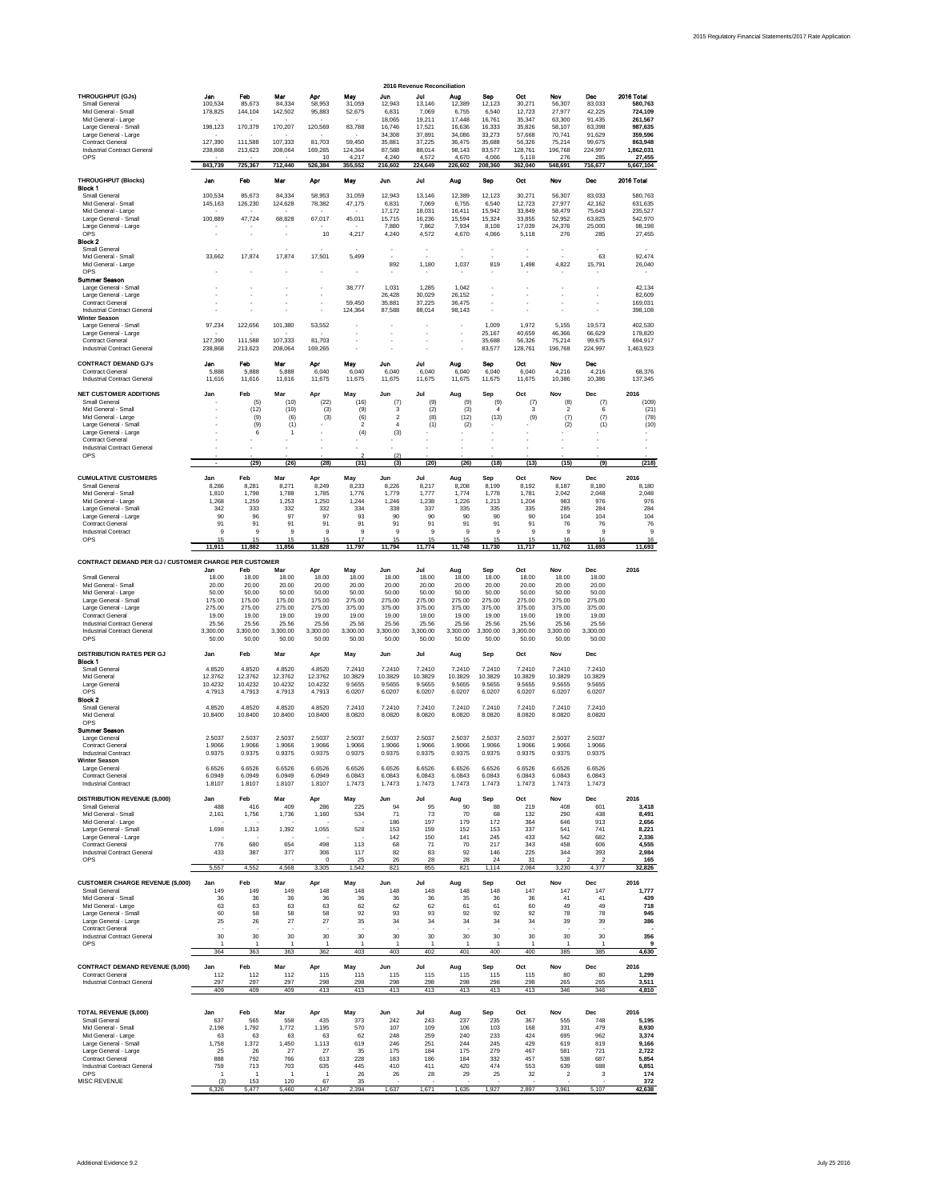## 2016 Revenue Reconciliation

| THROUGHPUT (GJs) | Jan | Feb | Mar | Apr | May | Jun | Jul | Aug | Sep | Oct | Nov | Dec | 2016 Total |
|---|---|---|---|---|---|---|---|---|---|---|---|---|---|
| Small General | 100,534 | 85,673 | 84,334 | 58,953 | 31,059 | 12,943 | 13,146 | 12,389 | 12,123 | 30,271 | 56,307 | 83,033 | 580,763 |
| Mid General - Small | 178,825 | 144,104 | 142,502 | 95,883 | 52,675 | 6,831 | 7,069 | 6,755 | 6,540 | 12,723 | 27,977 | 42,225 | 724,109 |
| Mid General - Large | - | - | - | - | - | 18,065 | 19,211 | 17,448 | 16,761 | 35,347 | 63,300 | 91,435 | 261,567 |
| Large General - Small | 198,123 | 170,379 | 170,207 | 120,569 | 83,788 | 16,746 | 17,521 | 16,636 | 16,333 | 35,826 | 58,107 | 83,398 | 987,635 |
| Large General - Large | - | - | - | - | - | 34,308 | 37,891 | 34,086 | 33,273 | 57,668 | 70,741 | 91,629 | 359,596 |
| Contract General | 127,390 | 111,588 | 107,333 | 81,703 | 59,450 | 35,881 | 37,225 | 36,475 | 35,688 | 56,326 | 75,214 | 99,675 | 863,948 |
| Industrial Contract General | 238,868 | 213,623 | 208,064 | 169,265 | 124,364 | 87,588 | 88,014 | 98,143 | 83,577 | 128,761 | 196,768 | 224,997 | 1,862,031 |
| OPS | | | | 10 | 4,217 | 4,240 | 4,572 | 4,670 | 4,066 | 5,118 | 276 | 285 | 27,455 |
| | 843,739 | 725,367 | 712,440 | 526,384 | 355,552 | 216,602 | 224,649 | 226,602 | 208,360 | 362,040 | 548,691 | 716,677 | 5,667,104 |

| THROUGHPUT (Blocks) | Jan | Feb | Mar | Apr | May | Jun | Jul | Aug | Sep | Oct | Nov | Dec | 2016 Total |
|---|---|---|---|---|---|---|---|---|---|---|---|---|---|
| **Block 1** | | | | | | | | | | | | | |
| Small General | 100,534 | 85,673 | 84,334 | 58,953 | 31,059 | 12,943 | 13,146 | 12,389 | 12,123 | 30,271 | 56,307 | 83,033 | 580,763 |
| Mid General - Small | 145,163 | 126,230 | 124,628 | 78,382 | 47,175 | 6,831 | 7,069 | 6,755 | 6,540 | 12,723 | 27,977 | 42,162 | 631,635 |
| Mid General - Large | - | - | - | - | - | 17,172 | 18,031 | 16,411 | 15,942 | 33,849 | 58,479 | 75,643 | 235,527 |
| Large General - Small | 100,889 | 47,724 | 68,828 | 67,017 | 45,011 | 15,715 | 16,236 | 15,594 | 15,324 | 33,855 | 52,952 | 63,825 | 542,970 |
| Large General - Large | - | - | - | - | - | 7,880 | 7,862 | 7,934 | 8,108 | 17,039 | 24,376 | 25,000 | 98,198 |
| OPS | - | - | - | 10 | 4,217 | 4,240 | 4,572 | 4,670 | 4,066 | 5,118 | 276 | 285 | 27,455 |
| **Block 2** | | | | | | | | | | | | | |
| Small General | - | - | - | - | - | - | - | - | - | - | - | - | - |
| Mid General - Small | 33,662 | 17,874 | 17,874 | 17,501 | 5,499 | - | - | - | - | - | - | 63 | 92,474 |
| Mid General - Large | - | - | - | - | - | 892 | 1,180 | 1,037 | 819 | 1,498 | 4,822 | 15,791 | 26,040 |
| OPS | - | - | - | - | - | - | - | - | - | - | - | - | - |
| **Summer Season** | | | | | | | | | | | | | |
| Large General - Small | - | - | - | - | 38,777 | 1,031 | 1,285 | 1,042 | - | - | - | - | 42,134 |
| Large General - Large | - | - | - | - | - | 26,428 | 30,029 | 26,152 | - | - | - | - | 82,609 |
| Contract General | - | - | - | - | 59,450 | 35,881 | 37,225 | 36,475 | - | - | - | - | 169,031 |
| Industrial Contract General | - | - | - | - | 124,364 | 87,588 | 88,014 | 98,143 | - | - | - | - | 398,108 |
| **Winter Season** | | | | | | | | | | | | | |
| Large General - Small | 97,234 | 122,656 | 101,380 | 53,552 | - | - | - | - | 1,009 | 1,972 | 5,155 | 19,573 | 402,530 |
| Large General - Large | - | - | - | - | - | - | - | - | 25,167 | 40,659 | 46,366 | 66,629 | 178,820 |
| Contract General | 127,390 | 111,588 | 107,333 | 81,703 | - | - | - | - | 35,688 | 56,326 | 75,214 | 99,675 | 694,917 |
| Industrial Contract General | 238,868 | 213,623 | 208,064 | 169,265 | - | - | - | - | 83,577 | 128,761 | 196,768 | 224,997 | 1,463,923 |

| CONTRACT DEMAND GJ's | Jan | Feb | Mar | Apr | May | Jun | Jul | Aug | Sep | Oct | Nov | Dec | |
|---|---|---|---|---|---|---|---|---|---|---|---|---|---|
| Contract General | 5,888 | 5,888 | 5,888 | 6,040 | 6,040 | 6,040 | 6,040 | 6,040 | 6,040 | 6,040 | 4,216 | 4,216 | 68,376 |
| Industrial Contract General | 11,616 | 11,616 | 11,616 | 11,675 | 11,675 | 11,675 | 11,675 | 11,675 | 11,675 | 11,675 | 10,386 | 10,386 | 137,345 |

| NET CUSTOMER ADDITIONS | Jan | Feb | Mar | Apr | May | Jun | Jul | Aug | Sep | Oct | Nov | Dec | 2016 |
|---|---|---|---|---|---|---|---|---|---|---|---|---|---|
| Small General | - | (5) | (10) | (22) | (16) | (7) | (9) | (9) | (9) | (7) | (8) | (7) | (109) |
| Mid General - Small | - | (12) | (10) | (3) | (9) | 3 | (2) | (3) | 4 | 3 | 2 | 6 | (21) |
| Mid General - Large | - | (9) | (6) | (3) | (6) | 2 | (8) | (12) | (13) | (9) | (7) | (7) | (78) |
| Large General - Small | - | (9) | (1) | - | 2 | 4 | (1) | (2) | - | - | (2) | (1) | (10) |
| Large General - Large | - | 6 | 1 | - | (4) | (3) | - | - | - | - | - | - | - |
| Contract General | - | - | - | - | - | - | - | - | - | - | - | - | - |
| Industrial Contract General | - | - | - | - | - | - | - | - | - | - | - | - | - |
| OPS | - | - | - | - | 2 | (2) | - | - | - | - | - | - | - |
| | - | (29) | (26) | (28) | (31) | (3) | (20) | (26) | (18) | (13) | (15) | (9) | (218) |

| CUMULATIVE CUSTOMERS | Jan | Feb | Mar | Apr | May | Jun | Jul | Aug | Sep | Oct | Nov | Dec | 2016 |
|---|---|---|---|---|---|---|---|---|---|---|---|---|---|
| Small General | 8,286 | 8,281 | 8,271 | 8,249 | 8,233 | 8,226 | 8,217 | 8,208 | 8,199 | 8,192 | 8,187 | 8,180 | 8,180 |
| Mid General - Small | 1,810 | 1,798 | 1,788 | 1,785 | 1,776 | 1,779 | 1,777 | 1,774 | 1,778 | 1,781 | 2,042 | 2,048 | 2,048 |
| Mid General - Large | 1,268 | 1,259 | 1,253 | 1,250 | 1,244 | 1,246 | 1,238 | 1,226 | 1,213 | 1,204 | 983 | 976 | 976 |
| Large General - Small | 342 | 333 | 332 | 332 | 334 | 338 | 337 | 335 | 335 | 335 | 285 | 284 | 284 |
| Large General - Large | 90 | 96 | 97 | 97 | 93 | 90 | 90 | 90 | 90 | 90 | 104 | 104 | 104 |
| Contract General | 91 | 91 | 91 | 91 | 91 | 91 | 91 | 91 | 91 | 91 | 76 | 76 | 76 |
| Industrial Contract | 9 | 9 | 9 | 9 | 9 | 9 | 9 | 9 | 9 | 9 | 9 | 9 | 9 |
| OPS | 15 | 15 | 15 | 15 | 17 | 15 | 15 | 15 | 15 | 15 | 16 | 16 | 16 |
| | 11,911 | 11,882 | 11,856 | 11,828 | 11,797 | 11,794 | 11,774 | 11,748 | 11,730 | 11,717 | 11,702 | 11,693 | 11,693 |

| CONTRACT DEMAND PER GJ / CUSTOMER CHARGE PER CUSTOMER | Jan | Feb | Mar | Apr | May | Jun | Jul | Aug | Sep | Oct | Nov | Dec | 2016 |
|---|---|---|---|---|---|---|---|---|---|---|---|---|---|
| Small General | 18.00 | 18.00 | 18.00 | 18.00 | 18.00 | 18.00 | 18.00 | 18.00 | 18.00 | 18.00 | 18.00 | 18.00 | |
| Mid General - Small | 20.00 | 20.00 | 20.00 | 20.00 | 20.00 | 20.00 | 20.00 | 20.00 | 20.00 | 20.00 | 20.00 | 20.00 | |
| Mid General - Large | 50.00 | 50.00 | 50.00 | 50.00 | 50.00 | 50.00 | 50.00 | 50.00 | 50.00 | 50.00 | 50.00 | 50.00 | |
| Large General - Small | 175.00 | 175.00 | 175.00 | 175.00 | 275.00 | 275.00 | 275.00 | 275.00 | 275.00 | 275.00 | 275.00 | 275.00 | |
| Large General - Large | 275.00 | 275.00 | 275.00 | 275.00 | 375.00 | 375.00 | 375.00 | 375.00 | 375.00 | 375.00 | 375.00 | 375.00 | |
| Contract General | 19.00 | 19.00 | 19.00 | 19.00 | 19.00 | 19.00 | 19.00 | 19.00 | 19.00 | 19.00 | 19.00 | 19.00 | |
| Industrial Contract General | 25.56 | 25.56 | 25.56 | 25.56 | 25.56 | 25.56 | 25.56 | 25.56 | 25.56 | 25.56 | 25.56 | 25.56 | |
| Industrial Contract General | 3,300.00 | 3,300.00 | 3,300.00 | 3,300.00 | 3,300.00 | 3,300.00 | 3,300.00 | 3,300.00 | 3,300.00 | 3,300.00 | 3,300.00 | 3,300.00 | |
| OPS | 50.00 | 50.00 | 50.00 | 50.00 | 50.00 | 50.00 | 50.00 | 50.00 | 50.00 | 50.00 | 50.00 | 50.00 | |

| DISTRIBUTION RATES PER GJ | Jan | Feb | Mar | Apr | May | Jun | Jul | Aug | Sep | Oct | Nov | Dec |
|---|---|---|---|---|---|---|---|---|---|---|---|---|
| **Block 1** | | | | | | | | | | | | |
| Small General | 4.8520 | 4.8520 | 4.8520 | 4.8520 | 7.2410 | 7.2410 | 7.2410 | 7.2410 | 7.2410 | 7.2410 | 7.2410 | 7.2410 |
| Mid General | 12.3762 | 12.3762 | 12.3762 | 12.3762 | 10.3829 | 10.3829 | 10.3829 | 10.3829 | 10.3829 | 10.3829 | 10.3829 | 10.3829 |
| Large General | 10.4232 | 10.4232 | 10.4232 | 10.4232 | 9.5655 | 9.5655 | 9.5655 | 9.5655 | 9.5655 | 9.5655 | 9.5655 | 9.5655 |
| OPS | 4.7913 | 4.7913 | 4.7913 | 4.7913 | 6.0207 | 6.0207 | 6.0207 | 6.0207 | 6.0207 | 6.0207 | 6.0207 | 6.0207 |
| **Block 2** | | | | | | | | | | | | |
| Small General | 4.8520 | 4.8520 | 4.8520 | 4.8520 | 7.2410 | 7.2410 | 7.2410 | 7.2410 | 7.2410 | 7.2410 | 7.2410 | 7.2410 |
| Mid General | 10.8400 | 10.8400 | 10.8400 | 10.8400 | 8.0820 | 8.0820 | 8.0820 | 8.0820 | 8.0820 | 8.0820 | 8.0820 | 8.0820 |
| OPS | | | | | | | | | | | | |
| **Summer Season** | | | | | | | | | | | | |
| Large General | 2.5037 | 2.5037 | 2.5037 | 2.5037 | 2.5037 | 2.5037 | 2.5037 | 2.5037 | 2.5037 | 2.5037 | 2.5037 | 2.5037 |
| Contract General | 1.9066 | 1.9066 | 1.9066 | 1.9066 | 1.9066 | 1.9066 | 1.9066 | 1.9066 | 1.9066 | 1.9066 | 1.9066 | 1.9066 |
| Industrial Contract | 0.9375 | 0.9375 | 0.9375 | 0.9375 | 0.9375 | 0.9375 | 0.9375 | 0.9375 | 0.9375 | 0.9375 | 0.9375 | 0.9375 |
| **Winter Season** | | | | | | | | | | | | |
| Large General | 6.6526 | 6.6526 | 6.6526 | 6.6526 | 6.6526 | 6.6526 | 6.6526 | 6.6526 | 6.6526 | 6.6526 | 6.6526 | 6.6526 |
| Contract General | 6.0949 | 6.0949 | 6.0949 | 6.0949 | 6.0843 | 6.0843 | 6.0843 | 6.0843 | 6.0843 | 6.0843 | 6.0843 | 6.0843 |
| Industrial Contract | 1.8107 | 1.8107 | 1.8107 | 1.8107 | 1.7473 | 1.7473 | 1.7473 | 1.7473 | 1.7473 | 1.7473 | 1.7473 | 1.7473 |

| DISTRIBUTION REVENUE ($,000) | Jan | Feb | Mar | Apr | May | Jun | Jul | Aug | Sep | Oct | Nov | Dec | 2016 |
|---|---|---|---|---|---|---|---|---|---|---|---|---|---|
| Small General | 488 | 416 | 409 | 286 | 225 | 94 | 95 | 90 | 88 | 219 | 408 | 601 | 3,418 |
| Mid General - Small | 2,161 | 1,756 | 1,736 | 1,160 | 534 | 71 | 73 | 70 | 68 | 132 | 290 | 438 | 8,491 |
| Mid General - Large | - | - | - | - | - | 186 | 197 | 179 | 172 | 364 | 646 | 913 | 2,656 |
| Large General - Small | 1,698 | 1,313 | 1,392 | 1,055 | 528 | 153 | 159 | 152 | 153 | 337 | 541 | 741 | 8,221 |
| Large General - Large | - | - | - | - | - | 142 | 150 | 141 | 245 | 433 | 542 | 682 | 2,336 |
| Contract General | 776 | 680 | 654 | 498 | 113 | 68 | 71 | 70 | 217 | 343 | 458 | 606 | 4,555 |
| Industrial Contract General | 433 | 387 | 377 | 306 | 117 | 82 | 83 | 92 | 146 | 225 | 344 | 393 | 2,984 |
| OPS | - | - | - | 0 | 25 | 26 | 28 | 28 | 24 | 31 | 2 | 2 | 165 |
| | 5,557 | 4,552 | 4,568 | 3,305 | 1,542 | 821 | 855 | 821 | 1,114 | 2,084 | 3,230 | 4,377 | 32,826 |

| CUSTOMER CHARGE REVENUE ($,000) | Jan | Feb | Mar | Apr | May | Jun | Jul | Aug | Sep | Oct | Nov | Dec | 2016 |
|---|---|---|---|---|---|---|---|---|---|---|---|---|---|
| Small General | 149 | 149 | 149 | 148 | 148 | 148 | 148 | 148 | 148 | 147 | 147 | 147 | 1,777 |
| Mid General - Small | 36 | 36 | 36 | 36 | 36 | 36 | 36 | 35 | 36 | 36 | 41 | 41 | 439 |
| Mid General - Large | 63 | 63 | 63 | 63 | 62 | 62 | 62 | 61 | 61 | 60 | 49 | 49 | 718 |
| Large General - Small | 60 | 58 | 58 | 58 | 92 | 93 | 93 | 92 | 92 | 92 | 78 | 78 | 945 |
| Large General - Large | 25 | 26 | 27 | 27 | 35 | 34 | 34 | 34 | 34 | 34 | 39 | 39 | 386 |
| Contract General | - | - | - | - | - | - | - | - | - | - | - | - | - |
| Industrial Contract General | 30 | 30 | 30 | 30 | 30 | 30 | 30 | 30 | 30 | 30 | 30 | 30 | 356 |
| OPS | 1 | 1 | 1 | 1 | 1 | 1 | 1 | 1 | 1 | 1 | 1 | 1 | 9 |
| | 364 | 363 | 363 | 362 | 403 | 403 | 402 | 401 | 400 | 400 | 385 | 385 | 4,630 |

| CONTRACT DEMAND REVENUE ($,000) | Jan | Feb | Mar | Apr | May | Jun | Jul | Aug | Sep | Oct | Nov | Dec | 2016 |
|---|---|---|---|---|---|---|---|---|---|---|---|---|---|
| Contract General | 112 | 112 | 112 | 115 | 115 | 115 | 115 | 115 | 115 | 115 | 80 | 80 | 1,299 |
| Industrial Contract General | 297 | 297 | 297 | 298 | 298 | 298 | 298 | 298 | 298 | 298 | 265 | 265 | 3,511 |
| | 409 | 409 | 409 | 413 | 413 | 413 | 413 | 413 | 413 | 413 | 346 | 346 | 4,810 |

| TOTAL REVENUE ($,000) | Jan | Feb | Mar | Apr | May | Jun | Jul | Aug | Sep | Oct | Nov | Dec | 2016 |
|---|---|---|---|---|---|---|---|---|---|---|---|---|---|
| Small General | 637 | 565 | 558 | 435 | 373 | 242 | 243 | 237 | 235 | 367 | 555 | 748 | 5,195 |
| Mid General - Small | 2,198 | 1,792 | 1,772 | 1,195 | 570 | 107 | 109 | 106 | 103 | 168 | 331 | 479 | 8,930 |
| Mid General - Large | 63 | 63 | 63 | 63 | 62 | 248 | 259 | 240 | 233 | 424 | 695 | 962 | 3,374 |
| Large General - Small | 1,758 | 1,372 | 1,450 | 1,113 | 619 | 246 | 251 | 244 | 245 | 429 | 619 | 819 | 9,166 |
| Large General - Large | 25 | 26 | 27 | 27 | 35 | 175 | 184 | 175 | 279 | 467 | 581 | 721 | 2,722 |
| Contract General | 888 | 792 | 766 | 613 | 228 | 183 | 186 | 184 | 332 | 457 | 538 | 687 | 5,854 |
| Industrial Contract General | 759 | 713 | 703 | 635 | 445 | 410 | 411 | 420 | 474 | 553 | 639 | 688 | 6,851 |
| OPS | 1 | 1 | 1 | 1 | 26 | 26 | 28 | 29 | 25 | 32 | 2 | 3 | 174 |
| MISC REVENUE | (3) | 153 | 120 | 67 | 35 | - | - | - | - | - | - | - | 372 |
| | 6,326 | 5,477 | 5,460 | 4,147 | 2,394 | 1,637 | 1,671 | 1,635 | 1,927 | 2,897 | 3,961 | 5,107 | 42,638 |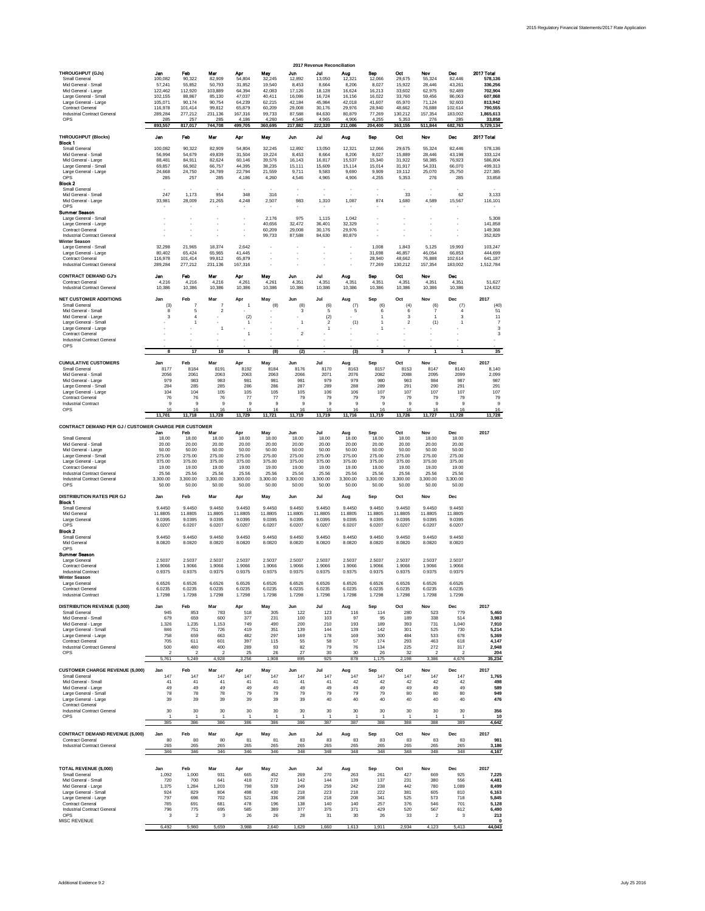## 2017 Revenue Reconciliation

| THROUGHPUT (GJs) | Jan | Feb | Mar | Apr | May | Jun | Jul | Aug | Sep | Oct | Nov | Dec | 2017 Total |
|---|---|---|---|---|---|---|---|---|---|---|---|---|---|
| Small General | 100,082 | 90,322 | 82,909 | 54,804 | 32,245 | 12,892 | 13,050 | 12,321 | 12,066 | 29,675 | 55,324 | 82,446 | 578,136 |
| Mid General - Small | 57,241 | 55,852 | 50,793 | 31,852 | 19,540 | 8,453 | 8,664 | 8,206 | 8,027 | 15,922 | 28,446 | 43,261 | 336,256 |
| Mid General - Large | 122,462 | 112,920 | 103,889 | 64,394 | 42,083 | 17,126 | 18,128 | 16,624 | 16,213 | 33,602 | 62,975 | 92,489 | 702,904 |
| Large General - Small | 102,155 | 88,867 | 85,130 | 47,037 | 40,411 | 16,086 | 16,724 | 16,156 | 16,022 | 33,760 | 59,456 | 86,063 | 607,868 |
| Large General - Large | 105,071 | 90,174 | 90,754 | 64,239 | 62,215 | 42,184 | 45,984 | 42,018 | 41,607 | 65,970 | 71,124 | 92,603 | 813,942 |
| Contract General | 116,978 | 101,414 | 99,812 | 65,879 | 60,209 | 29,008 | 30,176 | 29,976 | 28,940 | 48,662 | 76,888 | 102,614 | 790,555 |
| Industrial Contract General | 289,284 | 277,212 | 231,136 | 167,316 | 99,733 | 87,588 | 84,630 | 80,879 | 77,269 | 130,212 | 157,354 | 183,002 | 1,865,613 |
| OPS | 285 | 257 | 285 | 4,186 | 4,260 | 4,546 | 4,965 | 4,906 | 4,255 | 5,353 | 276 | 285 | 33,858 |
| | 893,557 | 817,017 | 744,708 | 499,705 | 360,695 | 217,882 | 222,320 | 211,086 | 204,400 | 363,155 | 511,844 | 682,763 | 5,729,134 |

| THROUGHPUT (Blocks) | Jan | Feb | Mar | Apr | May | Jun | Jul | Aug | Sep | Oct | Nov | Dec | 2017 Total |
|---|---|---|---|---|---|---|---|---|---|---|---|---|---|
| **Block 1** | | | | | | | | | | | | | |
| Small General | 100,082 | 90,322 | 82,909 | 54,804 | 32,245 | 12,892 | 13,050 | 12,321 | 12,066 | 29,675 | 55,324 | 82,446 | 578,136 |
| Mid General - Small | 56,994 | 54,679 | 49,839 | 31,504 | 19,224 | 8,453 | 8,664 | 8,206 | 8,027 | 15,889 | 28,446 | 43,198 | 333,124 |
| Mid General - Large | 88,481 | 84,911 | 82,624 | 60,146 | 39,576 | 16,143 | 16,817 | 15,537 | 15,340 | 31,922 | 58,385 | 76,923 | 586,804 |
| Large General - Small | 69,857 | 66,902 | 66,757 | 44,395 | 38,235 | 15,111 | 15,609 | 15,114 | 15,014 | 31,917 | 54,331 | 66,070 | 499,313 |
| Large General - Large | 24,668 | 24,750 | 24,789 | 22,794 | 21,559 | 9,711 | 9,583 | 9,690 | 9,909 | 19,112 | 25,070 | 25,750 | 227,385 |
| OPS | 285 | 257 | 285 | 4,186 | 4,260 | 4,546 | 4,965 | 4,906 | 4,255 | 5,353 | 276 | 285 | 33,858 |
| **Block 2** | | | | | | | | | | | | | |
| Small General | - | - | - | - | - | - | - | - | - | - | - | - | - |
| Mid General - Small | 247 | 1,173 | 954 | 348 | 316 | - | - | - | - | 33 | - | 62 | 3,133 |
| Mid General - Large | 33,981 | 28,009 | 21,265 | 4,248 | 2,507 | 983 | 1,310 | 1,087 | 874 | 1,680 | 4,589 | 15,567 | 116,101 |
| OPS | - | - | - | - | - | - | - | - | - | - | - | - | - |
| **Summer Season** | | | | | | | | | | | | | |
| Large General - Small | - | - | - | - | 2,176 | 975 | 1,115 | 1,042 | - | - | - | - | 5,308 |
| Large General - Large | - | - | - | - | 40,656 | 32,472 | 36,401 | 32,329 | - | - | - | - | 141,858 |
| Contract General | - | - | - | - | 60,209 | 29,008 | 30,176 | 29,976 | - | - | - | - | 149,368 |
| Industrial Contract General | - | - | - | - | 99,733 | 87,588 | 84,630 | 80,879 | - | - | - | - | 352,829 |
| **Winter Season** | | | | | | | | | | | | | |
| Large General - Small | 32,298 | 21,965 | 18,374 | 2,642 | - | - | - | - | 1,008 | 1,843 | 5,125 | 19,993 | 103,247 |
| Large General - Large | 80,402 | 65,424 | 65,965 | 41,445 | - | - | - | - | 31,698 | 46,857 | 46,054 | 66,853 | 444,699 |
| Contract General | 116,978 | 101,414 | 99,812 | 65,879 | - | - | - | - | 28,940 | 48,662 | 76,888 | 102,614 | 641,187 |
| Industrial Contract General | 289,284 | 277,212 | 231,136 | 167,316 | - | - | - | - | 77,269 | 130,212 | 157,354 | 183,002 | 1,512,784 |

| CONTRACT DEMAND GJ's | Jan | Feb | Mar | Apr | May | Jun | Jul | Aug | Sep | Oct | Nov | Dec | 2017 Total |
|---|---|---|---|---|---|---|---|---|---|---|---|---|---|
| Contract General | 4,216 | 4,216 | 4,216 | 4,261 | 4,261 | 4,351 | 4,351 | 4,351 | 4,351 | 4,351 | 4,351 | 4,351 | 51,627 |
| Industrial Contract General | 10,386 | 10,386 | 10,386 | 10,386 | 10,386 | 10,386 | 10,386 | 10,386 | 10,386 | 10,386 | 10,386 | 10,386 | 124,632 |

| NET CUSTOMER ADDITIONS | Jan | Feb | Mar | Apr | May | Jun | Jul | Aug | Sep | Oct | Nov | Dec | 2017 |
|---|---|---|---|---|---|---|---|---|---|---|---|---|---|
| Small General | (3) | 7 | 7 | 1 | (8) | (8) | (6) | (7) | (6) | (4) | (6) | (7) | (40) |
| Mid General - Small | 8 | 5 | 2 | - | - | 3 | 5 | 5 | 6 | 6 | 7 | 4 | 51 |
| Mid General - Large | 3 | 4 | - | (2) | - | - | (2) | - | 1 | 3 | 1 | 3 | 11 |
| Large General - Small | - | 1 | - | 1 | - | 1 | 2 | (1) | 1 | 2 | (1) | 1 | 7 |
| Large General - Large | - | - | 1 | - | - | - | 1 | - | 1 | - | - | - | 3 |
| Contract General | - | - | - | 1 | - | 2 | - | - | - | - | - | - | 3 |
| Industrial Contract General | - | - | - | - | - | - | - | - | - | - | - | - | - |
| OPS | - | - | - | - | - | - | - | - | - | - | - | - | - |
| | 8 | 17 | 10 | 1 | (8) | (2) | - | (3) | 3 | 7 | 1 | 1 | 35 |

| CUMULATIVE CUSTOMERS | Jan | Feb | Mar | Apr | May | Jun | Jul | Aug | Sep | Oct | Nov | Dec | 2017 |
|---|---|---|---|---|---|---|---|---|---|---|---|---|---|
| Small General | 8177 | 8184 | 8191 | 8192 | 8184 | 8176 | 8170 | 8163 | 8157 | 8153 | 8147 | 8140 | 8,140 |
| Mid General - Small | 2056 | 2061 | 2063 | 2063 | 2063 | 2066 | 2071 | 2076 | 2082 | 2088 | 2095 | 2099 | 2,099 |
| Mid General - Large | 979 | 983 | 983 | 981 | 981 | 981 | 979 | 979 | 980 | 983 | 984 | 987 | 987 |
| Large General - Small | 284 | 285 | 285 | 286 | 286 | 287 | 289 | 288 | 289 | 291 | 290 | 291 | 291 |
| Large General - Large | 104 | 104 | 105 | 105 | 105 | 105 | 106 | 106 | 107 | 107 | 107 | 107 | 107 |
| Contract General | 76 | 76 | 76 | 77 | 77 | 79 | 79 | 79 | 79 | 79 | 79 | 79 | 79 |
| Industrial Contract | 9 | 9 | 9 | 9 | 9 | 9 | 9 | 9 | 9 | 9 | 9 | 9 | 9 |
| OPS | 16 | 16 | 16 | 16 | 16 | 16 | 16 | 16 | 16 | 16 | 16 | 16 | 16 |
| | 11,701 | 11,718 | 11,728 | 11,729 | 11,721 | 11,719 | 11,719 | 11,716 | 11,719 | 11,726 | 11,727 | 11,728 | 11,728 |

| CONTRACT DEMAND PER GJ / CUSTOMER CHARGE PER CUSTOMER | Jan | Feb | Mar | Apr | May | Jun | Jul | Aug | Sep | Oct | Nov | Dec | 2017 |
|---|---|---|---|---|---|---|---|---|---|---|---|---|---|
| Small General | 18.00 | 18.00 | 18.00 | 18.00 | 18.00 | 18.00 | 18.00 | 18.00 | 18.00 | 18.00 | 18.00 | 18.00 | |
| Mid General - Small | 20.00 | 20.00 | 20.00 | 20.00 | 20.00 | 20.00 | 20.00 | 20.00 | 20.00 | 20.00 | 20.00 | 20.00 | |
| Mid General - Large | 50.00 | 50.00 | 50.00 | 50.00 | 50.00 | 50.00 | 50.00 | 50.00 | 50.00 | 50.00 | 50.00 | 50.00 | |
| Large General - Small | 275.00 | 275.00 | 275.00 | 275.00 | 275.00 | 275.00 | 275.00 | 275.00 | 275.00 | 275.00 | 275.00 | 275.00 | |
| Large General - Large | 375.00 | 375.00 | 375.00 | 375.00 | 375.00 | 375.00 | 375.00 | 375.00 | 375.00 | 375.00 | 375.00 | 375.00 | |
| Contract General | 19.00 | 19.00 | 19.00 | 19.00 | 19.00 | 19.00 | 19.00 | 19.00 | 19.00 | 19.00 | 19.00 | 19.00 | |
| Industrial Contract General | 25.56 | 25.56 | 25.56 | 25.56 | 25.56 | 25.56 | 25.56 | 25.56 | 25.56 | 25.56 | 25.56 | 25.56 | |
| Industrial Contract General | 3,300.00 | 3,300.00 | 3,300.00 | 3,300.00 | 3,300.00 | 3,300.00 | 3,300.00 | 3,300.00 | 3,300.00 | 3,300.00 | 3,300.00 | 3,300.00 | |
| OPS | 50.00 | 50.00 | 50.00 | 50.00 | 50.00 | 50.00 | 50.00 | 50.00 | 50.00 | 50.00 | 50.00 | 50.00 | |

| DISTRIBUTION RATES PER GJ | Jan | Feb | Mar | Apr | May | Jun | Jul | Aug | Sep | Oct | Nov | Dec |
|---|---|---|---|---|---|---|---|---|---|---|---|---|
| **Block 1** | | | | | | | | | | | | |
| Small General | 9.4450 | 9.4450 | 9.4450 | 9.4450 | 9.4450 | 9.4450 | 9.4450 | 9.4450 | 9.4450 | 9.4450 | 9.4450 | 9.4450 |
| Mid General | 11.8805 | 11.8805 | 11.8805 | 11.8805 | 11.8805 | 11.8805 | 11.8805 | 11.8805 | 11.8805 | 11.8805 | 11.8805 | 11.8805 |
| Large General | 9.0395 | 9.0395 | 9.0395 | 9.0395 | 9.0395 | 9.0395 | 9.0395 | 9.0395 | 9.0395 | 9.0395 | 9.0395 | 9.0395 |
| OPS | 6.0207 | 6.0207 | 6.0207 | 6.0207 | 6.0207 | 6.0207 | 6.0207 | 6.0207 | 6.0207 | 6.0207 | 6.0207 | 6.0207 |
| **Block 2** | | | | | | | | | | | | |
| Small General | 9.4450 | 9.4450 | 9.4450 | 9.4450 | 9.4450 | 9.4450 | 9.4450 | 9.4450 | 9.4450 | 9.4450 | 9.4450 | 9.4450 |
| Mid General | 8.0820 | 8.0820 | 8.0820 | 8.0820 | 8.0820 | 8.0820 | 8.0820 | 8.0820 | 8.0820 | 8.0820 | 8.0820 | 8.0820 |
| OPS | | | | | | | | | | | | |
| **Summer Season** | | | | | | | | | | | | |
| Large General | 2.5037 | 2.5037 | 2.5037 | 2.5037 | 2.5037 | 2.5037 | 2.5037 | 2.5037 | 2.5037 | 2.5037 | 2.5037 | 2.5037 |
| Contract General | 1.9066 | 1.9066 | 1.9066 | 1.9066 | 1.9066 | 1.9066 | 1.9066 | 1.9066 | 1.9066 | 1.9066 | 1.9066 | 1.9066 |
| Industrial Contract | 0.9375 | 0.9375 | 0.9375 | 0.9375 | 0.9375 | 0.9375 | 0.9375 | 0.9375 | 0.9375 | 0.9375 | 0.9375 | 0.9375 |
| **Winter Season** | | | | | | | | | | | | |
| Large General | 6.6526 | 6.6526 | 6.6526 | 6.6526 | 6.6526 | 6.6526 | 6.6526 | 6.6526 | 6.6526 | 6.6526 | 6.6526 | 6.6526 |
| Contract General | 6.0235 | 6.0235 | 6.0235 | 6.0235 | 6.0235 | 6.0235 | 6.0235 | 6.0235 | 6.0235 | 6.0235 | 6.0235 | 6.0235 |
| Industrial Contract | 1.7298 | 1.7298 | 1.7298 | 1.7298 | 1.7298 | 1.7298 | 1.7298 | 1.7298 | 1.7298 | 1.7298 | 1.7298 | 1.7298 |

| DISTRIBUTION REVENUE ($,000) | Jan | Feb | Mar | Apr | May | Jun | Jul | Aug | Sep | Oct | Nov | Dec | 2017 |
|---|---|---|---|---|---|---|---|---|---|---|---|---|---|
| Small General | 945 | 853 | 783 | 518 | 305 | 122 | 123 | 116 | 114 | 280 | 523 | 779 | 5,460 |
| Mid General - Small | 679 | 659 | 600 | 377 | 231 | 100 | 103 | 97 | 95 | 189 | 338 | 514 | 3,983 |
| Mid General - Large | 1,326 | 1,235 | 1,153 | 749 | 490 | 200 | 210 | 193 | 189 | 393 | 731 | 1,040 | 7,910 |
| Large General - Small | 846 | 751 | 726 | 419 | 351 | 139 | 144 | 139 | 142 | 301 | 525 | 730 | 5,214 |
| Large General - Large | 758 | 659 | 663 | 482 | 297 | 169 | 178 | 169 | 300 | 484 | 533 | 678 | 5,369 |
| Contract General | 705 | 611 | 601 | 397 | 115 | 55 | 58 | 57 | 174 | 293 | 463 | 618 | 4,147 |
| Industrial Contract General | 500 | 480 | 400 | 289 | 93 | 82 | 79 | 76 | 134 | 225 | 272 | 317 | 2,948 |
| OPS | 2 | 2 | 2 | 25 | 26 | 27 | 30 | 30 | 26 | 32 | 2 | 2 | 204 |
| | 5,761 | 5,249 | 4,928 | 3,256 | 1,908 | 895 | 925 | 878 | 1,175 | 2,198 | 3,386 | 4,676 | 35,234 |

| CUSTOMER CHARGE REVENUE ($,000) | Jan | Feb | Mar | Apr | May | Jun | Jul | Aug | Sep | Oct | Nov | Dec | 2017 |
|---|---|---|---|---|---|---|---|---|---|---|---|---|---|
| Small General | 147 | 147 | 147 | 147 | 147 | 147 | 147 | 147 | 147 | 147 | 147 | 147 | 1,765 |
| Mid General - Small | 41 | 41 | 41 | 41 | 41 | 41 | 41 | 42 | 42 | 42 | 42 | 42 | 498 |
| Mid General - Large | 49 | 49 | 49 | 49 | 49 | 49 | 49 | 49 | 49 | 49 | 49 | 49 | 589 |
| Large General - Small | 78 | 78 | 78 | 79 | 79 | 79 | 79 | 79 | 79 | 80 | 80 | 80 | 949 |
| Large General - Large | 39 | 39 | 39 | 39 | 39 | 39 | 40 | 40 | 40 | 40 | 40 | 40 | 476 |
| Contract General | | | | | | | | | | | | | |
| Industrial Contract General | 30 | 30 | 30 | 30 | 30 | 30 | 30 | 30 | 30 | 30 | 30 | 30 | 356 |
| OPS | 1 | 1 | 1 | 1 | 1 | 1 | 1 | 1 | 1 | 1 | 1 | 1 | 10 |
| | 385 | 386 | 386 | 386 | 386 | 386 | 387 | 387 | 388 | 388 | 388 | 389 | 4,642 |

| CONTRACT DEMAND REVENUE ($,000) | Jan | Feb | Mar | Apr | May | Jun | Jul | Aug | Sep | Oct | Nov | Dec | 2017 |
|---|---|---|---|---|---|---|---|---|---|---|---|---|---|
| Contract General | 80 | 80 | 80 | 81 | 81 | 83 | 83 | 83 | 83 | 83 | 83 | 83 | 981 |
| Industrial Contract General | 265 | 265 | 265 | 265 | 265 | 265 | 265 | 265 | 265 | 265 | 265 | 265 | 3,186 |
| | 346 | 346 | 346 | 346 | 346 | 348 | 348 | 348 | 348 | 348 | 348 | 348 | 4,167 |

| TOTAL REVENUE ($,000) | Jan | Feb | Mar | Apr | May | Jun | Jul | Aug | Sep | Oct | Nov | Dec | 2017 |
|---|---|---|---|---|---|---|---|---|---|---|---|---|---|
| Small General | 1,092 | 1,000 | 931 | 665 | 452 | 269 | 270 | 263 | 261 | 427 | 669 | 925 | 7,225 |
| Mid General - Small | 720 | 700 | 641 | 418 | 272 | 142 | 144 | 139 | 137 | 231 | 380 | 556 | 4,481 |
| Mid General - Large | 1,375 | 1,284 | 1,203 | 798 | 539 | 249 | 259 | 242 | 238 | 442 | 780 | 1,089 | 8,499 |
| Large General - Small | 924 | 829 | 804 | 498 | 430 | 218 | 223 | 218 | 222 | 381 | 605 | 810 | 6,163 |
| Large General - Large | 797 | 698 | 702 | 521 | 336 | 208 | 218 | 208 | 341 | 525 | 573 | 718 | 5,845 |
| Contract General | 785 | 691 | 681 | 478 | 196 | 138 | 140 | 140 | 257 | 376 | 546 | 701 | 5,128 |
| Industrial Contract General | 796 | 775 | 695 | 585 | 389 | 377 | 375 | 371 | 429 | 520 | 567 | 612 | 6,490 |
| OPS | 3 | 2 | 3 | 26 | 26 | 28 | 31 | 30 | 26 | 33 | 2 | 3 | 213 |
| MISC REVENUE | | | | | | | | | | | | | 0 |
| | 6,492 | 5,980 | 5,659 | 3,988 | 2,640 | 1,629 | 1,660 | 1,613 | 1,911 | 2,934 | 4,123 | 5,413 | 44,043 |